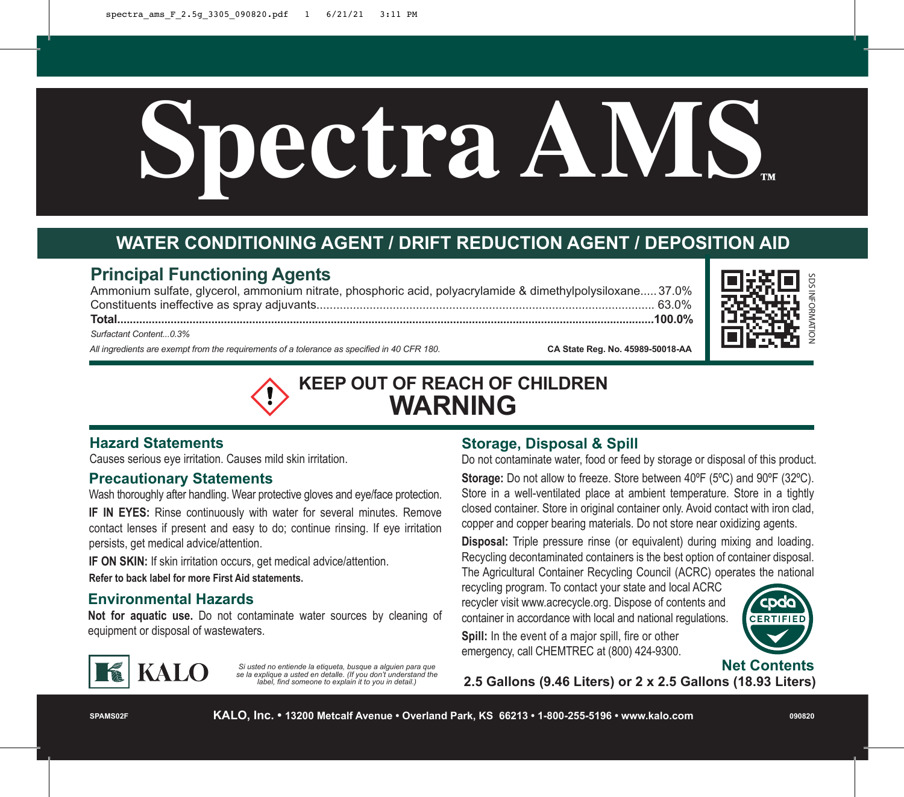# Spectra AMS™

## WATER CONDITIONING AGENT / DRIFT REDUCTION AGENT / DEPOSITION AID

### Principal Functioning Agents

Ammonium sulfate, glycerol, ammonium nitrate, phosphoric acid, polyacrylamide & dimethylpolysiloxane..... 37.0%
Constituents ineffective as spray adjuvants.......................................................................................... 63.0%
**Total......................................................................................................................................................100.0%**

*Surfactant Content...0.3%*

*All ingredients are exempt from the requirements of a tolerance as specified in 40 CFR 180.*

**CA State Reg. No. 45989-50018-AA**

SDS INFORMATION

**KEEP OUT OF REACH OF CHILDREN**

# WARNING

### Hazard Statements

Causes serious eye irritation. Causes mild skin irritation.

### Precautionary Statements

Wash thoroughly after handling. Wear protective gloves and eye/face protection.

**IF IN EYES:** Rinse continuously with water for several minutes. Remove contact lenses if present and easy to do; continue rinsing. If eye irritation persists, get medical advice/attention.

**IF ON SKIN:** If skin irritation occurs, get medical advice/attention.

**Refer to back label for more First Aid statements.**

### Environmental Hazards

**Not for aquatic use.** Do not contaminate water sources by cleaning of equipment or disposal of wastewaters.

### Storage, Disposal & Spill

Do not contaminate water, food or feed by storage or disposal of this product.

**Storage:** Do not allow to freeze. Store between 40ºF (5ºC) and 90ºF (32ºC). Store in a well-ventilated place at ambient temperature. Store in a tightly closed container. Store in original container only. Avoid contact with iron clad, copper and copper bearing materials. Do not store near oxidizing agents.

**Disposal:** Triple pressure rinse (or equivalent) during mixing and loading. Recycling decontaminated containers is the best option of container disposal. The Agricultural Container Recycling Council (ACRC) operates the national recycling program. To contact your state and local ACRC recycler visit www.acrecycle.org. Dispose of contents and container in accordance with local and national regulations.

**Spill:** In the event of a major spill, fire or other emergency, call CHEMTREC at (800) 424-9300.

cpda CERTIFIED

KALO

*Si usted no entiende la etiqueta, busque a alguien para que se la explique a usted en detalle. (If you don't understand the label, find someone to explain it to you in detail.)*

**Net Contents**
**2.5 Gallons (9.46 Liters) or 2 x 2.5 Gallons (18.93 Liters)**

SPAMS02F **KALO, Inc. • 13200 Metcalf Avenue • Overland Park, KS 66213 • 1-800-255-5196 • www.kalo.com** 090820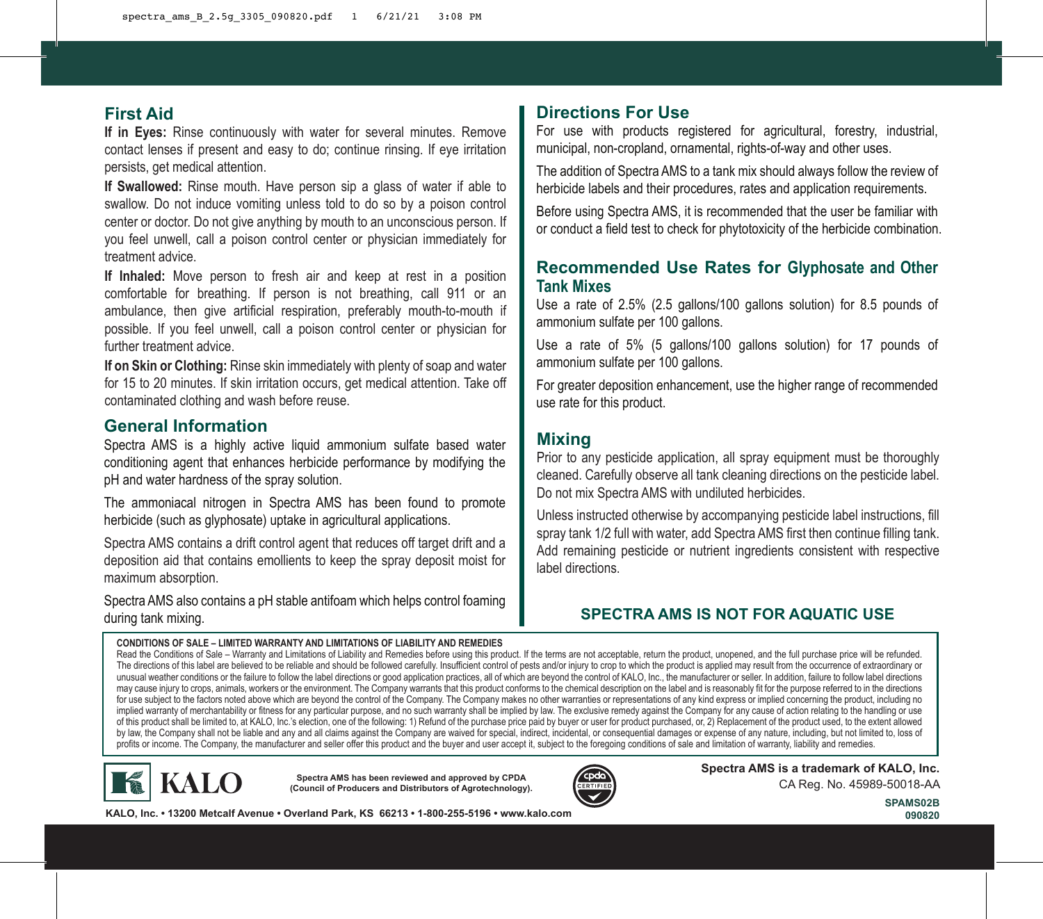## First Aid

**If in Eyes:** Rinse continuously with water for several minutes. Remove contact lenses if present and easy to do; continue rinsing. If eye irritation persists, get medical attention.

**If Swallowed:** Rinse mouth. Have person sip a glass of water if able to swallow. Do not induce vomiting unless told to do so by a poison control center or doctor. Do not give anything by mouth to an unconscious person. If you feel unwell, call a poison control center or physician immediately for treatment advice.

**If Inhaled:** Move person to fresh air and keep at rest in a position comfortable for breathing. If person is not breathing, call 911 or an ambulance, then give artificial respiration, preferably mouth-to-mouth if possible. If you feel unwell, call a poison control center or physician for further treatment advice.

**If on Skin or Clothing:** Rinse skin immediately with plenty of soap and water for 15 to 20 minutes. If skin irritation occurs, get medical attention. Take off contaminated clothing and wash before reuse.

## General Information

Spectra AMS is a highly active liquid ammonium sulfate based water conditioning agent that enhances herbicide performance by modifying the pH and water hardness of the spray solution.

The ammoniacal nitrogen in Spectra AMS has been found to promote herbicide (such as glyphosate) uptake in agricultural applications.

Spectra AMS contains a drift control agent that reduces off target drift and a deposition aid that contains emollients to keep the spray deposit moist for maximum absorption.

Spectra AMS also contains a pH stable antifoam which helps control foaming during tank mixing.

## Directions For Use

For use with products registered for agricultural, forestry, industrial, municipal, non-cropland, ornamental, rights-of-way and other uses.

The addition of Spectra AMS to a tank mix should always follow the review of herbicide labels and their procedures, rates and application requirements.

Before using Spectra AMS, it is recommended that the user be familiar with or conduct a field test to check for phytotoxicity of the herbicide combination.

## Recommended Use Rates for Glyphosate and Other Tank Mixes

Use a rate of 2.5% (2.5 gallons/100 gallons solution) for 8.5 pounds of ammonium sulfate per 100 gallons.

Use a rate of 5% (5 gallons/100 gallons solution) for 17 pounds of ammonium sulfate per 100 gallons.

For greater deposition enhancement, use the higher range of recommended use rate for this product.

## Mixing

Prior to any pesticide application, all spray equipment must be thoroughly cleaned. Carefully observe all tank cleaning directions on the pesticide label. Do not mix Spectra AMS with undiluted herbicides.

Unless instructed otherwise by accompanying pesticide label instructions, fill spray tank 1/2 full with water, add Spectra AMS first then continue filling tank. Add remaining pesticide or nutrient ingredients consistent with respective label directions.

**SPECTRA AMS IS NOT FOR AQUATIC USE**

**CONDITIONS OF SALE – LIMITED WARRANTY AND LIMITATIONS OF LIABILITY AND REMEDIES**

Read the Conditions of Sale – Warranty and Limitations of Liability and Remedies before using this product. If the terms are not acceptable, return the product, unopened, and the full purchase price will be refunded. The directions of this label are believed to be reliable and should be followed carefully. Insufficient control of pests and/or injury to crop to which the product is applied may result from the occurrence of extraordinary or unusual weather conditions or the failure to follow the label directions or good application practices, all of which are beyond the control of KALO, Inc., the manufacturer or seller. In addition, failure to follow label directions may cause injury to crops, animals, workers or the environment. The Company warrants that this product conforms to the chemical description on the label and is reasonably fit for the purpose referred to in the directions for use subject to the factors noted above which are beyond the control of the Company. The Company makes no other warranties or representations of any kind express or implied concerning the product, including no implied warranty of merchantability or fitness for any particular purpose, and no such warranty shall be implied by law. The exclusive remedy against the Company for any cause of action relating to the handling or use of this product shall be limited to, at KALO, Inc.'s election, one of the following: 1) Refund of the purchase price paid by buyer or user for product purchased, or, 2) Replacement of the product used, to the extent allowed by law, the Company shall not be liable and any and all claims against the Company are waived for special, indirect, incidental, or consequential damages or expense of any nature, including, but not limited to, loss of profits or income. The Company, the manufacturer and seller offer this product and the buyer and user accept it, subject to the foregoing conditions of sale and limitation of warranty, liability and remedies.

KALO

**Spectra AMS has been reviewed and approved by CPDA (Council of Producers and Distributors of Agrotechnology).**

cpda CERTIFIED

**Spectra AMS is a trademark of KALO, Inc.**

CA Reg. No. 45989-50018-AA

**KALO, Inc. • 13200 Metcalf Avenue • Overland Park, KS 66213 • 1-800-255-5196 • www.kalo.com**

**SPAMS02B**
**090820**